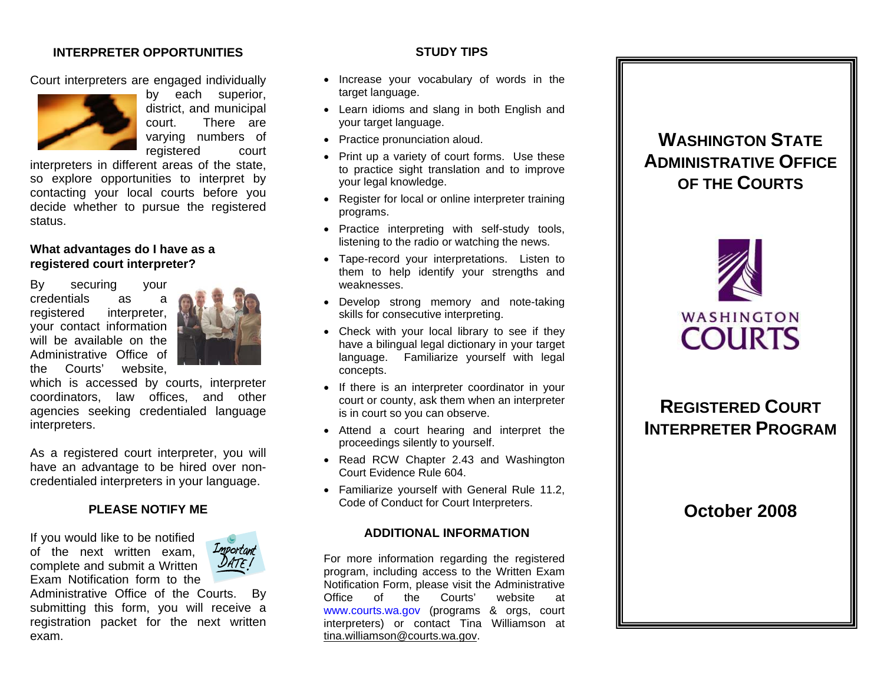## INTERPRETER OPPORTUNITIES

Court interpreters are engaged individually by each superior, district, and municipal court. There are varying numbers of registered court interpreters in different areas of the state, so explore opportunities to interpret by contacting your local courts before you decide whether to pursue the registered status.

### What advantages do I have as a registered court interpreter?

By securing your credentials as a registered interpreter, your contact information will be available on the Administrative Office of the Courts' website, which is accessed by courts, interpreter coordinators, law offices, and other agencies seeking credentialed language interpreters.

As a registered court interpreter, you will have an advantage to be hired over non-credentialed interpreters in your language.

## PLEASE NOTIFY ME

If you would like to be notified of the next written exam, complete and submit a Written Exam Notification form to the Administrative Office of the Courts. By submitting this form, you will receive a registration packet for the next written exam.

## STUDY TIPS

- Increase your vocabulary of words in the target language.
- Learn idioms and slang in both English and your target language.
- Practice pronunciation aloud.
- Print up a variety of court forms. Use these to practice sight translation and to improve your legal knowledge.
- Register for local or online interpreter training programs.
- Practice interpreting with self-study tools, listening to the radio or watching the news.
- Tape-record your interpretations. Listen to them to help identify your strengths and weaknesses.
- Develop strong memory and note-taking skills for consecutive interpreting.
- Check with your local library to see if they have a bilingual legal dictionary in your target language. Familiarize yourself with legal concepts.
- If there is an interpreter coordinator in your court or county, ask them when an interpreter is in court so you can observe.
- Attend a court hearing and interpret the proceedings silently to yourself.
- Read RCW Chapter 2.43 and Washington Court Evidence Rule 604.
- Familiarize yourself with General Rule 11.2, Code of Conduct for Court Interpreters.

## ADDITIONAL INFORMATION

For more information regarding the registered program, including access to the Written Exam Notification Form, please visit the Administrative Office of the Courts' website at www.courts.wa.gov (programs & orgs, court interpreters) or contact Tina Williamson at tina.williamson@courts.wa.gov.

# WASHINGTON STATE ADMINISTRATIVE OFFICE OF THE COURTS

WASHINGTON COURTS

# REGISTERED COURT INTERPRETER PROGRAM

**October 2008**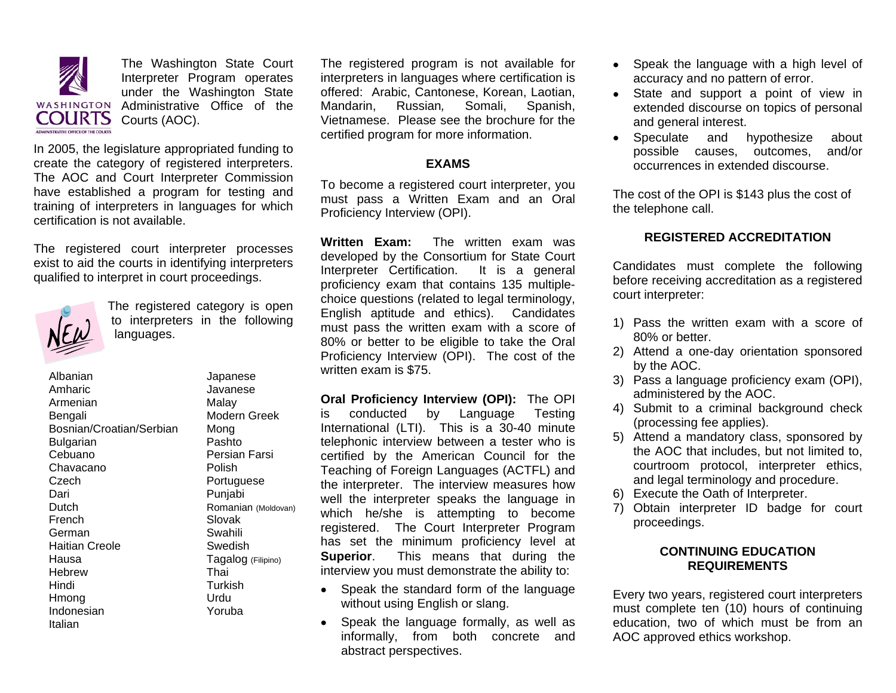The Washington State Court Interpreter Program operates under the Washington State Administrative Office of the Courts (AOC).

In 2005, the legislature appropriated funding to create the category of registered interpreters. The AOC and Court Interpreter Commission have established a program for testing and training of interpreters in languages for which certification is not available.

The registered court interpreter processes exist to aid the courts in identifying interpreters qualified to interpret in court proceedings.

The registered category is open to interpreters in the following languages.

| | |
|---|---|
| Albanian | Japanese |
| Amharic | Javanese |
| Armenian | Malay |
| Bengali | Modern Greek |
| Bosnian/Croatian/Serbian | Mong |
| Bulgarian | Pashto |
| Cebuano | Persian Farsi |
| Chavacano | Polish |
| Czech | Portuguese |
| Dari | Punjabi |
| Dutch | Romanian (Moldovan) |
| French | Slovak |
| German | Swahili |
| Haitian Creole | Swedish |
| Hausa | Tagalog (Filipino) |
| Hebrew | Thai |
| Hindi | Turkish |
| Hmong | Urdu |
| Indonesian | Yoruba |
| Italian | |

The registered program is not available for interpreters in languages where certification is offered: Arabic, Cantonese, Korean, Laotian, Mandarin, Russian, Somali, Spanish, Vietnamese. Please see the brochure for the certified program for more information.

## EXAMS

To become a registered court interpreter, you must pass a Written Exam and an Oral Proficiency Interview (OPI).

**Written Exam:** The written exam was developed by the Consortium for State Court Interpreter Certification. It is a general proficiency exam that contains 135 multiple-choice questions (related to legal terminology, English aptitude and ethics). Candidates must pass the written exam with a score of 80% or better to be eligible to take the Oral Proficiency Interview (OPI). The cost of the written exam is $75.

**Oral Proficiency Interview (OPI):** The OPI is conducted by Language Testing International (LTI). This is a 30-40 minute telephonic interview between a tester who is certified by the American Council for the Teaching of Foreign Languages (ACTFL) and the interpreter. The interview measures how well the interpreter speaks the language in which he/she is attempting to become registered. The Court Interpreter Program has set the minimum proficiency level at **Superior**. This means that during the interview you must demonstrate the ability to:

- Speak the standard form of the language without using English or slang.
- Speak the language formally, as well as informally, from both concrete and abstract perspectives.
- Speak the language with a high level of accuracy and no pattern of error.
- State and support a point of view in extended discourse on topics of personal and general interest.
- Speculate and hypothesize about possible causes, outcomes, and/or occurrences in extended discourse.

The cost of the OPI is $143 plus the cost of the telephone call.

## REGISTERED ACCREDITATION

Candidates must complete the following before receiving accreditation as a registered court interpreter:

1) Pass the written exam with a score of 80% or better.
2) Attend a one-day orientation sponsored by the AOC.
3) Pass a language proficiency exam (OPI), administered by the AOC.
4) Submit to a criminal background check (processing fee applies).
5) Attend a mandatory class, sponsored by the AOC that includes, but not limited to, courtroom protocol, interpreter ethics, and legal terminology and procedure.
6) Execute the Oath of Interpreter.
7) Obtain interpreter ID badge for court proceedings.

## CONTINUING EDUCATION REQUIREMENTS

Every two years, registered court interpreters must complete ten (10) hours of continuing education, two of which must be from an AOC approved ethics workshop.